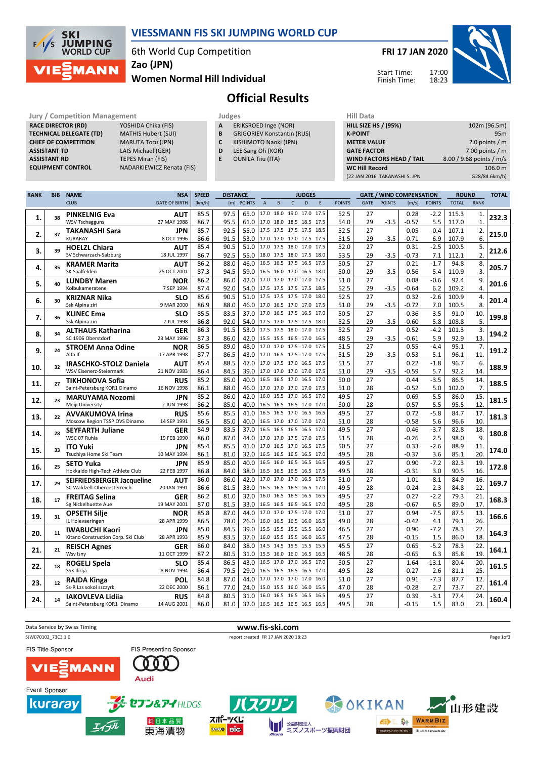# VIESSMANN FIS SKI JUMPING WORLD CUP

6th World Cup Competition
Zao (JPN)
Women Normal Hill Individual

**FRI 17 JAN 2020**

Start Time: 17:00
Finish Time: 18:23

## Official Results

| Jury / Competition Management | |
|---|---|
| RACE DIRECTOR (RD) | YOSHIDA Chika (FIS) |
| TECHNICAL DELEGATE (TD) | MATHIS Hubert (SUI) |
| CHIEF OF COMPETITION | MARUTA Toru (JPN) |
| ASSISTANT TD | LAIS Michael (GER) |
| ASSISTANT RD | TEPES Miran (FIS) |
| EQUIPMENT CONTROL | NADARKIEWICZ Renata (FIS) |

| Judges | |
|---|---|
| A | ERIKSROED Inge (NOR) |
| B | GRIGORIEV Konstantin (RUS) |
| C | KISHIMOTO Naoki (JPN) |
| D | LEE Sang Oh (KOR) |
| E | OUNILA Tiiu (ITA) |

| Hill Data | |
|---|---|
| HILL SIZE HS / (95%) | 102m (96.5m) |
| K-POINT | 95m |
| METER VALUE | 2.0 points / m |
| GATE FACTOR | 7.00 points / m |
| WIND FACTORS HEAD / TAIL | 8.00 / 9.68 points / m/s |
| WC Hill Record | 106.0 m |
| (22 JAN 2016 TAKANASHI S. JPN | G28/84.6km/h) |

| RANK | BIB | NAME / CLUB | NSA / DATE OF BIRTH | SPEED [km/h] | DISTANCE [m] | DISTANCE POINTS | A | B | C | D | E | JUDGES POINTS | GATE | GATE POINTS | WIND [m/s] | WIND POINTS | ROUND TOTAL | ROUND RANK | TOTAL |
|---|---|---|---|---|---|---|---|---|---|---|---|---|---|---|---|---|---|---|---|
| 1. | 38 | PINKELNIG Eva | AUT | 85.5 | 97.5 | 65.0 | 17.0 | 18.0 | 19.0 | 17.0 | 17.5 | 52.5 | 27 | | 0.28 | -2.2 | 115.3 | 1. | 232.3 |
| | | WSV Tschagguns | 27 MAY 1988 | 86.7 | 95.5 | 61.0 | 17.0 | 18.0 | 18.5 | 18.5 | 17.5 | 54.0 | 29 | -3.5 | -0.57 | 5.5 | 117.0 | 1. | |
| 2. | 37 | TAKANASHI Sara | JPN | 85.7 | 92.5 | 55.0 | 17.5 | 17.5 | 17.5 | 17.5 | 18.5 | 52.5 | 27 | | 0.05 | -0.4 | 107.1 | 2. | 215.0 |
| | | KURARAY | 8 OCT 1996 | 86.6 | 91.5 | 53.0 | 17.0 | 17.0 | 17.0 | 17.5 | 17.5 | 51.5 | 29 | -3.5 | -0.71 | 6.9 | 107.9 | 6. | |
| 3. | 39 | HOELZL Chiara | AUT | 85.4 | 90.5 | 51.0 | 17.0 | 17.5 | 18.0 | 17.0 | 17.5 | 52.0 | 27 | | 0.31 | -2.5 | 100.5 | 5. | 212.6 |
| | | SV Schwarzach-Salzburg | 18 JUL 1997 | 86.7 | 92.5 | 55.0 | 18.0 | 17.5 | 18.0 | 17.5 | 18.0 | 53.5 | 29 | -3.5 | -0.73 | 7.1 | 112.1 | 2. | |
| 4. | 35 | KRAMER Marita | AUT | 86.2 | 88.0 | 46.0 | 16.5 | 16.5 | 17.5 | 16.5 | 17.5 | 50.5 | 27 | | 0.21 | -1.7 | 94.8 | 8. | 205.7 |
| | | SK Saalfelden | 25 OCT 2001 | 87.3 | 94.5 | 59.0 | 16.5 | 16.0 | 17.0 | 16.5 | 18.0 | 50.0 | 29 | -3.5 | -0.56 | 5.4 | 110.9 | 3. | |
| 5. | 40 | LUNDBY Maren | NOR | 86.2 | 86.0 | 42.0 | 17.0 | 17.0 | 17.0 | 17.0 | 17.5 | 51.0 | 27 | | 0.08 | -0.6 | 92.4 | 9. | 201.6 |
| | | Kolbukameratene | 7 SEP 1994 | 87.4 | 92.0 | 54.0 | 17.5 | 17.5 | 17.5 | 17.5 | 18.5 | 52.5 | 29 | -3.5 | -0.64 | 6.2 | 109.2 | 4. | |
| 6. | 30 | KRIZNAR Nika | SLO | 85.6 | 90.5 | 51.0 | 17.5 | 17.5 | 17.5 | 17.0 | 18.0 | 52.5 | 27 | | 0.32 | -2.6 | 100.9 | 4. | 201.4 |
| | | Ssk Alpina ziri | 9 MAR 2000 | 86.9 | 88.0 | 46.0 | 17.0 | 16.5 | 17.0 | 17.0 | 17.5 | 51.0 | 29 | -3.5 | -0.72 | 7.0 | 100.5 | 8. | |
| 7. | 36 | KLINEC Ema | SLO | 85.5 | 83.5 | 37.0 | 17.0 | 16.5 | 17.5 | 16.5 | 17.0 | 50.5 | 27 | | -0.36 | 3.5 | 91.0 | 10. | 199.8 |
| | | Ssk Alpina ziri | 2 JUL 1998 | 86.8 | 92.0 | 54.0 | 17.5 | 17.0 | 17.5 | 17.5 | 18.0 | 52.5 | 29 | -3.5 | -0.60 | 5.8 | 108.8 | 5. | |
| 8. | 34 | ALTHAUS Katharina | GER | 86.3 | 91.5 | 53.0 | 17.5 | 17.5 | 18.0 | 17.0 | 17.5 | 52.5 | 27 | | 0.52 | -4.2 | 101.3 | 3. | 194.2 |
| | | SC 1906 Oberstdorf | 23 MAY 1996 | 87.3 | 86.0 | 42.0 | 15.5 | 15.5 | 16.5 | 17.0 | 16.5 | 48.5 | 29 | -3.5 | -0.61 | 5.9 | 92.9 | 13. | |
| 9. | 24 | STROEM Anna Odine | NOR | 86.5 | 89.0 | 48.0 | 17.0 | 17.0 | 17.5 | 17.0 | 17.5 | 51.5 | 27 | | 0.55 | -4.4 | 95.1 | 7. | 191.2 |
| | | Alta If | 17 APR 1998 | 87.7 | 86.5 | 43.0 | 17.0 | 16.5 | 17.5 | 17.0 | 17.5 | 51.5 | 29 | -3.5 | -0.53 | 5.1 | 96.1 | 11. | |
| 10. | 32 | IRASCHKO-STOLZ Daniela | AUT | 85.4 | 88.5 | 47.0 | 17.0 | 17.5 | 17.0 | 16.5 | 17.5 | 51.5 | 27 | | 0.22 | -1.8 | 96.7 | 6. | 188.9 |
| | | WSV Eisenerz-Steiermark | 21 NOV 1983 | 86.4 | 84.5 | 39.0 | 17.0 | 17.0 | 17.0 | 17.0 | 17.5 | 51.0 | 29 | -3.5 | -0.59 | 5.7 | 92.2 | 14. | |
| 11. | 27 | TIKHONOVA Sofia | RUS | 85.2 | 85.0 | 40.0 | 16.5 | 16.5 | 17.0 | 16.5 | 17.0 | 50.0 | 27 | | 0.44 | -3.5 | 86.5 | 14. | 188.5 |
| | | Saint-Petersburg KOR1 Dinamo | 16 NOV 1998 | 86.1 | 88.0 | 46.0 | 17.0 | 17.0 | 17.0 | 17.0 | 17.0 | 51.0 | 28 | | -0.52 | 5.0 | 102.0 | 7. | |
| 12. | 23 | MARUYAMA Nozomi | JPN | 85.2 | 86.0 | 42.0 | 16.0 | 15.5 | 17.0 | 16.5 | 17.0 | 49.5 | 27 | | 0.69 | -5.5 | 86.0 | 15. | 181.5 |
| | | Meiji University | 2 JUN 1998 | 86.2 | 85.0 | 40.0 | 16.5 | 16.5 | 16.5 | 17.0 | 17.0 | 50.0 | 28 | | -0.57 | 5.5 | 95.5 | 12. | |
| 13. | 22 | AVVAKUMOVA Irina | RUS | 85.6 | 85.5 | 41.0 | 16.5 | 16.5 | 17.0 | 16.5 | 16.5 | 49.5 | 27 | | 0.72 | -5.8 | 84.7 | 17. | 181.3 |
| | | Moscow Region TSSP OVS Dinamo | 14 SEP 1991 | 86.5 | 85.0 | 40.0 | 16.5 | 17.0 | 17.0 | 17.0 | 17.0 | 51.0 | 28 | | -0.58 | 5.6 | 96.6 | 10. | |
| 14. | 28 | SEYFARTH Juliane | GER | 84.9 | 83.5 | 37.0 | 16.5 | 16.5 | 16.5 | 16.5 | 17.0 | 49.5 | 27 | | 0.46 | -3.7 | 82.8 | 18. | 180.8 |
| | | WSC 07 Ruhla | 19 FEB 1990 | 86.0 | 87.0 | 44.0 | 17.0 | 17.0 | 17.5 | 17.0 | 17.5 | 51.5 | 28 | | -0.26 | 2.5 | 98.0 | 9. | |
| 15. | 33 | ITO Yuki | JPN | 85.4 | 85.5 | 41.0 | 17.0 | 16.5 | 17.0 | 16.5 | 17.5 | 50.5 | 27 | | 0.33 | -2.6 | 88.9 | 11. | 174.0 |
| | | Tsuchiya Home Ski Team | 10 MAY 1994 | 86.1 | 81.0 | 32.0 | 16.5 | 16.5 | 16.5 | 16.5 | 17.0 | 49.5 | 28 | | -0.37 | 3.6 | 85.1 | 20. | |
| 16. | 25 | SETO Yuka | JPN | 85.9 | 85.0 | 40.0 | 16.5 | 16.0 | 16.5 | 16.5 | 16.5 | 49.5 | 27 | | 0.90 | -7.2 | 82.3 | 19. | 172.8 |
| | | Hokkaido High-Tech Athlete Club | 22 FEB 1997 | 86.8 | 84.0 | 38.0 | 16.5 | 16.5 | 16.5 | 16.5 | 16.5 | 49.5 | 28 | | -0.31 | 3.0 | 90.5 | 16. | |
| 17. | 29 | SEIFRIEDSBERGER Jacqueline | AUT | 86.0 | 86.0 | 42.0 | 17.0 | 17.0 | 17.0 | 16.5 | 17.5 | 51.0 | 27 | | 1.01 | -8.1 | 84.9 | 16. | 169.7 |
| | | SC Waldzell-Oberoesterreich | 20 JAN 1991 | 86.6 | 81.5 | 33.0 | 16.5 | 16.5 | 16.5 | 16.5 | 17.0 | 49.5 | 28 | | -0.24 | 2.3 | 84.8 | 22. | |
| 18. | 17 | FREITAG Selina | GER | 86.2 | 81.0 | 32.0 | 16.0 | 16.5 | 16.5 | 16.5 | 16.5 | 49.5 | 27 | | 0.27 | -2.2 | 79.3 | 21. | 168.3 |
| | | Sg Nickelhuette Aue | 19 MAY 2001 | 87.0 | 81.5 | 33.0 | 16.5 | 16.5 | 16.5 | 16.5 | 17.0 | 49.5 | 28 | | -0.67 | 6.5 | 89.0 | 17. | |
| 19. | 31 | OPSETH Silje | NOR | 85.8 | 87.0 | 44.0 | 17.0 | 17.0 | 17.5 | 17.0 | 17.0 | 51.0 | 27 | | 0.94 | -7.5 | 87.5 | 13. | 166.6 |
| | | IL Holevaeringen | 28 APR 1999 | 86.5 | 78.0 | 26.0 | 16.0 | 16.5 | 16.5 | 16.0 | 16.5 | 49.0 | 28 | | -0.42 | 4.1 | 79.1 | 26. | |
| 20. | 11 | IWABUCHI Kaori | JPN | 85.0 | 84.5 | 39.0 | 15.5 | 15.5 | 15.5 | 15.5 | 16.0 | 46.5 | 27 | | 0.90 | -7.2 | 78.3 | 22. | 164.3 |
| | | Kitano Construction Corp. Ski Club | 28 APR 1993 | 85.9 | 83.5 | 37.0 | 16.0 | 15.5 | 15.5 | 16.0 | 16.5 | 47.5 | 28 | | -0.15 | 1.5 | 86.0 | 18. | |
| 21. | 21 | REISCH Agnes | GER | 86.0 | 84.0 | 38.0 | 14.5 | 14.5 | 15.5 | 15.5 | 15.5 | 45.5 | 27 | | 0.65 | -5.2 | 78.3 | 22. | 164.1 |
| | | Wsv Isny | 11 OCT 1999 | 87.2 | 80.5 | 31.0 | 15.5 | 16.0 | 16.0 | 16.5 | 16.0 | 48.5 | 28 | | -0.65 | 6.3 | 85.8 | 19. | |
| 22. | 18 | ROGELJ Spela | SLO | 85.4 | 86.5 | 43.0 | 16.5 | 17.0 | 17.0 | 16.5 | 17.0 | 50.5 | 27 | | 1.64 | -13.1 | 80.4 | 20. | 161.5 |
| | | SSK Ilirija | 8 NOV 1994 | 86.4 | 79.5 | 29.0 | 16.5 | 16.5 | 16.5 | 16.5 | 16.5 | 49.5 | 28 | | -0.27 | 2.6 | 81.1 | 25. | |
| 23. | 12 | RAJDA Kinga | POL | 84.8 | 87.0 | 44.0 | 17.0 | 17.0 | 17.0 | 17.0 | 16.0 | 51.0 | 27 | | 0.91 | -7.3 | 87.7 | 12. | 161.4 |
| | | Ss-R Lzs sokol szczyrk | 22 DEC 2000 | 86.1 | 77.0 | 24.0 | 15.0 | 15.5 | 16.0 | 16.0 | 15.5 | 47.0 | 28 | | -0.28 | 2.7 | 73.7 | 27. | |
| 24. | 14 | IAKOVLEVA Lidiia | RUS | 84.8 | 80.5 | 31.0 | 16.0 | 16.5 | 16.5 | 16.5 | 16.5 | 49.5 | 27 | | 0.39 | -3.1 | 77.4 | 24. | 160.4 |
| | | Saint-Petersburg KOR1 Dinamo | 14 AUG 2001 | 86.0 | 81.0 | 32.0 | 16.5 | 16.5 | 16.5 | 16.5 | 16.5 | 49.5 | 28 | | -0.15 | 1.5 | 83.0 | 23. | |

Data Service by Swiss Timing — www.fis-ski.com

SJW070102_73C3 1.0 — report created FR 17 JAN 2020 18:23

FIS Title Sponsor: VIESSMANN — FIS Presenting Sponsor: Audi

Event Sponsor: kuraray, セブン&アイHLDGS., バスクリン, OKIKAN, 山形建設, エイブル, 東海漬物, スポーツくじ, ミズノスポーツ振興財団, WARMBIZ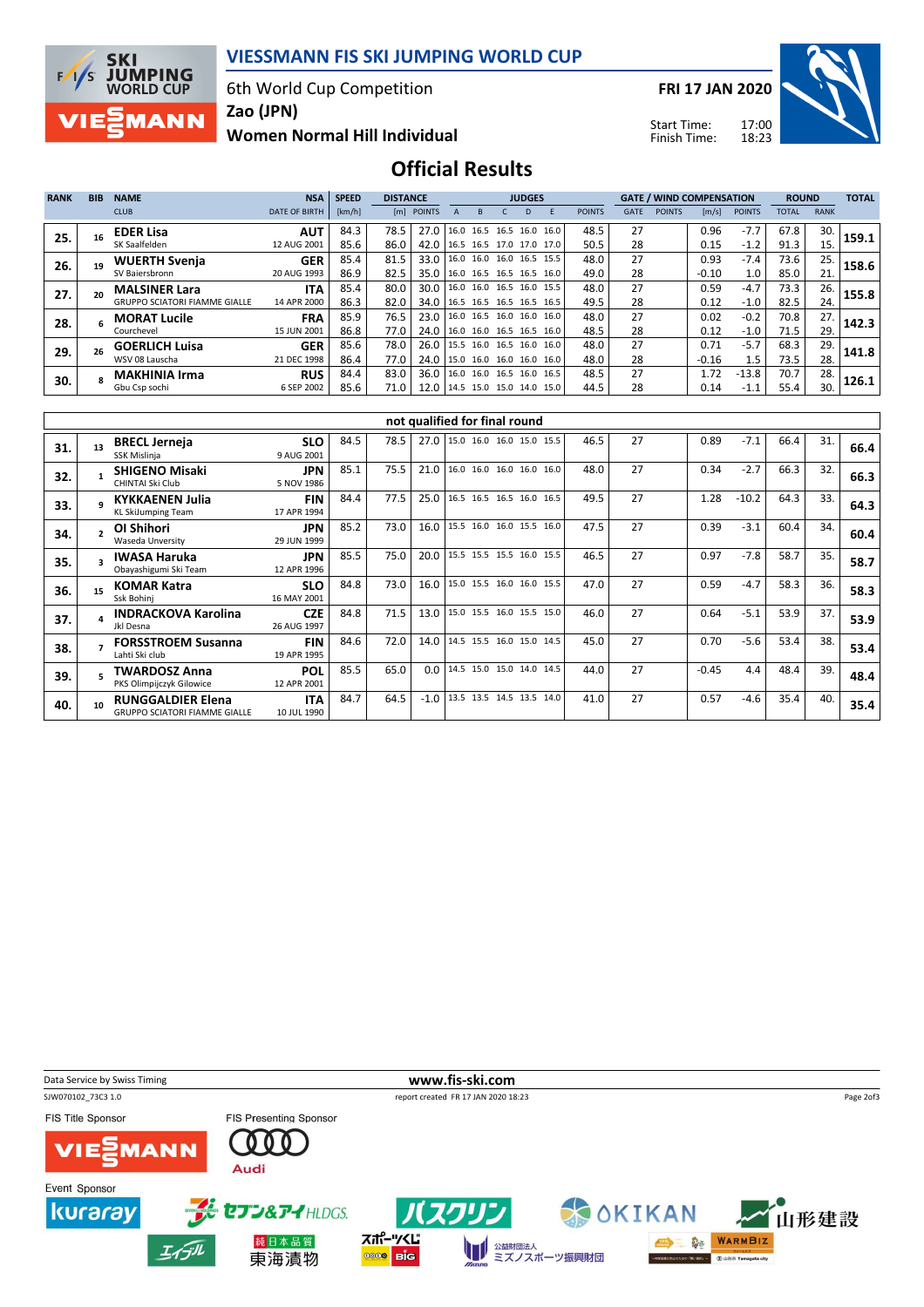# VIESSMANN FIS SKI JUMPING WORLD CUP

6th World Cup Competition
Zao (JPN)
**Women Normal Hill Individual**

FRI 17 JAN 2020
Start Time: 17:00
Finish Time: 18:23

## Official Results

| RANK | BIB | NAME / CLUB | NSA / DATE OF BIRTH | SPEED [km/h] | DISTANCE [m] | DISTANCE POINTS | JUDGES A | B | C | D | E | JUDGES POINTS | GATE | GATE POINTS | WIND [m/s] | WIND POINTS | ROUND TOTAL | ROUND RANK | TOTAL |
|---|---|---|---|---|---|---|---|---|---|---|---|---|---|---|---|---|---|---|---|
| 25. | 16 | **EDER Lisa** / SK Saalfelden | AUT / 12 AUG 2001 | 84.3 | 78.5 | 27.0 | 16.0 | 16.5 | 16.5 | 16.0 | 16.0 | 48.5 | 27 | | 0.96 | -7.7 | 67.8 | 30. | 159.1 |
| | | | | 85.6 | 86.0 | 42.0 | 16.5 | 16.5 | 17.0 | 17.0 | 17.0 | 50.5 | 28 | | 0.15 | -1.2 | 91.3 | 15. | |
| 26. | 19 | **WUERTH Svenja** / SV Baiersbronn | GER / 20 AUG 1993 | 85.4 | 81.5 | 33.0 | 16.0 | 16.0 | 16.0 | 16.5 | 15.5 | 48.0 | 27 | | 0.93 | -7.4 | 73.6 | 25. | 158.6 |
| | | | | 86.9 | 82.5 | 35.0 | 16.0 | 16.5 | 16.5 | 16.5 | 16.0 | 49.0 | 28 | | -0.10 | 1.0 | 85.0 | 21. | |
| 27. | 20 | **MALSINER Lara** / GRUPPO SCIATORI FIAMME GIALLE | ITA / 14 APR 2000 | 85.4 | 80.0 | 30.0 | 16.0 | 16.0 | 16.5 | 16.0 | 15.5 | 48.0 | 27 | | 0.59 | -4.7 | 73.3 | 26. | 155.8 |
| | | | | 86.3 | 82.0 | 34.0 | 16.5 | 16.5 | 16.5 | 16.5 | 16.5 | 49.5 | 28 | | 0.12 | -1.0 | 82.5 | 24. | |
| 28. | 6 | **MORAT Lucile** / Courchevel | FRA / 15 JUN 2001 | 85.9 | 76.5 | 23.0 | 16.0 | 16.5 | 16.0 | 16.0 | 16.0 | 48.0 | 27 | | 0.02 | -0.2 | 70.8 | 27. | 142.3 |
| | | | | 86.8 | 77.0 | 24.0 | 16.0 | 16.0 | 16.5 | 16.5 | 16.0 | 48.5 | 28 | | 0.12 | -1.0 | 71.5 | 29. | |
| 29. | 26 | **GOERLICH Luisa** / WSV 08 Lauscha | GER / 21 DEC 1998 | 85.6 | 78.0 | 26.0 | 15.5 | 16.0 | 16.5 | 16.0 | 16.0 | 48.0 | 27 | | 0.71 | -5.7 | 68.3 | 29. | 141.8 |
| | | | | 86.4 | 77.0 | 24.0 | 15.0 | 16.0 | 16.0 | 16.0 | 16.0 | 48.0 | 28 | | -0.16 | 1.5 | 73.5 | 28. | |
| 30. | 8 | **MAKHINIA Irma** / Gbu Csp sochi | RUS / 6 SEP 2002 | 84.4 | 83.0 | 36.0 | 16.0 | 16.0 | 16.5 | 16.0 | 16.5 | 48.5 | 27 | | 1.72 | -13.8 | 70.7 | 28. | 126.1 |
| | | | | 85.6 | 71.0 | 12.0 | 14.5 | 15.0 | 15.0 | 14.0 | 15.0 | 44.5 | 28 | | 0.14 | -1.1 | 55.4 | 30. | |
| | | **not qualified for final round** | | | | | | | | | | | | | | | | | |
| 31. | 13 | **BRECL Jerneja** / SSK Mislinja | SLO / 9 AUG 2001 | 84.5 | 78.5 | 27.0 | 15.0 | 16.0 | 16.0 | 15.0 | 15.5 | 46.5 | 27 | | 0.89 | -7.1 | 66.4 | 31. | 66.4 |
| 32. | 1 | **SHIGENO Misaki** / CHINTAI Ski Club | JPN / 5 NOV 1986 | 85.1 | 75.5 | 21.0 | 16.0 | 16.0 | 16.0 | 16.0 | 16.0 | 48.0 | 27 | | 0.34 | -2.7 | 66.3 | 32. | 66.3 |
| 33. | 9 | **KYKKAENEN Julia** / KL SkiJumping Team | FIN / 17 APR 1994 | 84.4 | 77.5 | 25.0 | 16.5 | 16.5 | 16.5 | 16.0 | 16.5 | 49.5 | 27 | | 1.28 | -10.2 | 64.3 | 33. | 64.3 |
| 34. | 2 | **OI Shihori** / Waseda Unversity | JPN / 29 JUN 1999 | 85.2 | 73.0 | 16.0 | 15.5 | 16.0 | 16.0 | 15.5 | 16.0 | 47.5 | 27 | | 0.39 | -3.1 | 60.4 | 34. | 60.4 |
| 35. | 3 | **IWASA Haruka** / Obayashigumi Ski Team | JPN / 12 APR 1996 | 85.5 | 75.0 | 20.0 | 15.5 | 15.5 | 15.5 | 16.0 | 15.5 | 46.5 | 27 | | 0.97 | -7.8 | 58.7 | 35. | 58.7 |
| 36. | 15 | **KOMAR Katra** / Ssk Bohinj | SLO / 16 MAY 2001 | 84.8 | 73.0 | 16.0 | 15.0 | 15.5 | 16.0 | 16.0 | 15.5 | 47.0 | 27 | | 0.59 | -4.7 | 58.3 | 36. | 58.3 |
| 37. | 4 | **INDRACKOVA Karolina** / Jkl Desna | CZE / 26 AUG 1997 | 84.8 | 71.5 | 13.0 | 15.0 | 15.5 | 16.0 | 15.5 | 15.0 | 46.0 | 27 | | 0.64 | -5.1 | 53.9 | 37. | 53.9 |
| 38. | 7 | **FORSSTROEM Susanna** / Lahti Ski club | FIN / 19 APR 1995 | 84.6 | 72.0 | 14.0 | 14.5 | 15.5 | 16.0 | 15.0 | 14.5 | 45.0 | 27 | | 0.70 | -5.6 | 53.4 | 38. | 53.4 |
| 39. | 5 | **TWARDOSZ Anna** / PKS Olimpijczyk Gilowice | POL / 12 APR 2001 | 85.5 | 65.0 | 0.0 | 14.5 | 15.0 | 15.0 | 14.0 | 14.5 | 44.0 | 27 | | -0.45 | 4.4 | 48.4 | 39. | 48.4 |
| 40. | 10 | **RUNGGALDIER Elena** / GRUPPO SCIATORI FIAMME GIALLE | ITA / 10 JUL 1990 | 84.7 | 64.5 | -1.0 | 13.5 | 13.5 | 14.5 | 13.5 | 14.0 | 41.0 | 27 | | 0.57 | -4.6 | 35.4 | 40. | 35.4 |

Data Service by Swiss Timing — www.fis-ski.com
SJW070102_73C3 1.0 — report created FR 17 JAN 2020 18:23

FIS Title Sponsor: VIESSMANN
FIS Presenting Sponsor: Audi
Event Sponsor: kuraray, セブン&アイHLDGS., バスクリン, OKIKAN, 山形建設, エイブル, 純日本品質 東海漬物, スポーツくじ BIG, 公益財団法人 ミズノスポーツ振興財団, WARMBIZ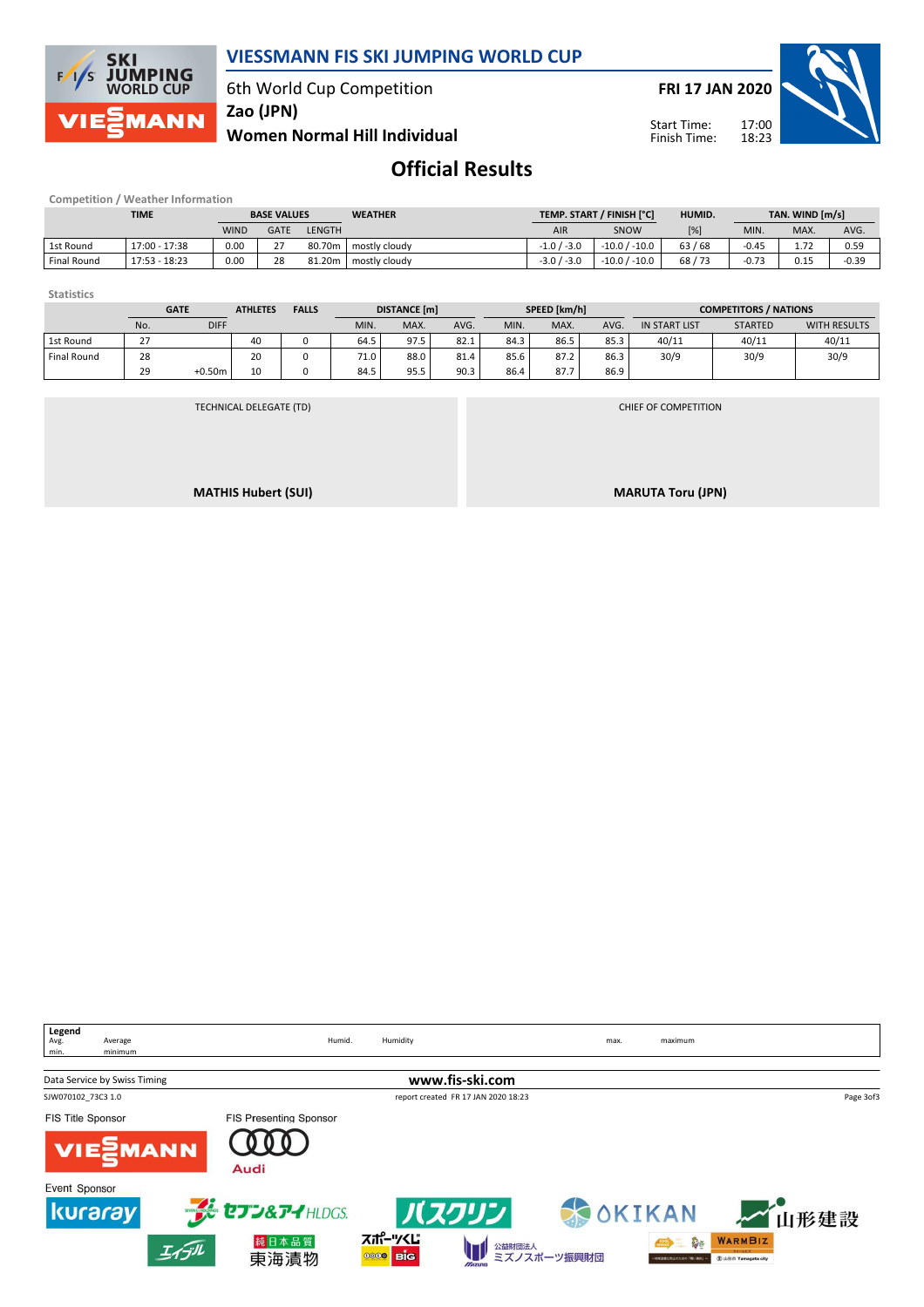# VIESSMANN FIS SKI JUMPING WORLD CUP

6th World Cup Competition

**Zao (JPN)**

**Women Normal Hill Individual**

**FRI 17 JAN 2020**

Start Time: 17:00
Finish Time: 18:23

## Official Results

Competition / Weather Information

| | TIME | BASE VALUES | | | WEATHER | TEMP. START / FINISH [°C] | | HUMID. | TAN. WIND [m/s] | | |
|---|---|---|---|---|---|---|---|---|---|---|---|
| | | WIND | GATE | LENGTH | | AIR | SNOW | [%] | MIN. | MAX. | AVG. |
| 1st Round | 17:00 - 17:38 | 0.00 | 27 | 80.70m | mostly cloudy | -1.0 / -3.0 | -10.0 / -10.0 | 63 / 68 | -0.45 | 1.72 | 0.59 |
| Final Round | 17:53 - 18:23 | 0.00 | 28 | 81.20m | mostly cloudy | -3.0 / -3.0 | -10.0 / -10.0 | 68 / 73 | -0.73 | 0.15 | -0.39 |

Statistics

| | GATE | | ATHLETES | FALLS | DISTANCE [m] | | | SPEED [km/h] | | | COMPETITORS / NATIONS | | |
|---|---|---|---|---|---|---|---|---|---|---|---|---|---|
| | No. | DIFF | | | MIN. | MAX. | AVG. | MIN. | MAX. | AVG. | IN START LIST | STARTED | WITH RESULTS |
| 1st Round | 27 | | 40 | 0 | 64.5 | 97.5 | 82.1 | 84.3 | 86.5 | 85.3 | 40/11 | 40/11 | 40/11 |
| Final Round | 28 | | 20 | 0 | 71.0 | 88.0 | 81.4 | 85.6 | 87.2 | 86.3 | 30/9 | 30/9 | 30/9 |
| | 29 | +0.50m | 10 | 0 | 84.5 | 95.5 | 90.3 | 86.4 | 87.7 | 86.9 | | | |

| TECHNICAL DELEGATE (TD) | CHIEF OF COMPETITION |
|---|---|
| **MATHIS Hubert (SUI)** | **MARUTA Toru (JPN)** |

| Legend | | | | | |
|---|---|---|---|---|---|
| Avg. | Average | Humid. | Humidity | max. | maximum |
| min. | minimum | | | | |

Data Service by Swiss Timing

www.fis-ski.com

SJW070102_73C3 1.0

report created FR 17 JAN 2020 18:23

FIS Title Sponsor

FIS Presenting Sponsor

Event Sponsor